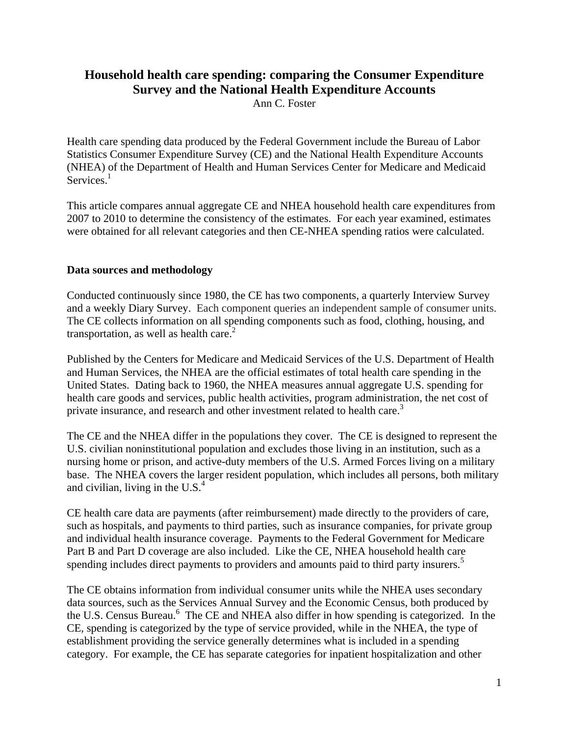# Household health care spending: comparing the Consumer Expenditure Survey and the National Health Expenditure Accounts

Ann C. Foster

Health care spending data produced by the Federal Government include the Bureau of Labor Statistics Consumer Expenditure Survey (CE) and the National Health Expenditure Accounts (NHEA) of the Department of Health and Human Services Center for Medicare and Medicaid Services.[1]

This article compares annual aggregate CE and NHEA household health care expenditures from 2007 to 2010 to determine the consistency of the estimates. For each year examined, estimates were obtained for all relevant categories and then CE-NHEA spending ratios were calculated.

## Data sources and methodology

Conducted continuously since 1980, the CE has two components, a quarterly Interview Survey and a weekly Diary Survey. Each component queries an independent sample of consumer units. The CE collects information on all spending components such as food, clothing, housing, and transportation, as well as health care.[2]

Published by the Centers for Medicare and Medicaid Services of the U.S. Department of Health and Human Services, the NHEA are the official estimates of total health care spending in the United States. Dating back to 1960, the NHEA measures annual aggregate U.S. spending for health care goods and services, public health activities, program administration, the net cost of private insurance, and research and other investment related to health care.[3]

The CE and the NHEA differ in the populations they cover. The CE is designed to represent the U.S. civilian noninstitutional population and excludes those living in an institution, such as a nursing home or prison, and active-duty members of the U.S. Armed Forces living on a military base. The NHEA covers the larger resident population, which includes all persons, both military and civilian, living in the U.S.[4]

CE health care data are payments (after reimbursement) made directly to the providers of care, such as hospitals, and payments to third parties, such as insurance companies, for private group and individual health insurance coverage. Payments to the Federal Government for Medicare Part B and Part D coverage are also included. Like the CE, NHEA household health care spending includes direct payments to providers and amounts paid to third party insurers.[5]

The CE obtains information from individual consumer units while the NHEA uses secondary data sources, such as the Services Annual Survey and the Economic Census, both produced by the U.S. Census Bureau.[6] The CE and NHEA also differ in how spending is categorized. In the CE, spending is categorized by the type of service provided, while in the NHEA, the type of establishment providing the service generally determines what is included in a spending category. For example, the CE has separate categories for inpatient hospitalization and other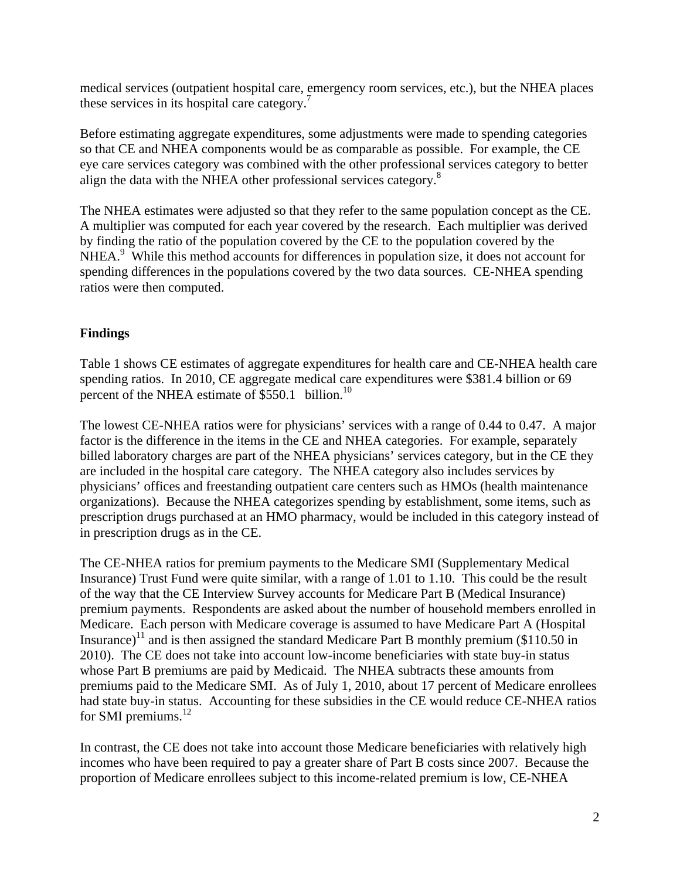medical services (outpatient hospital care, emergency room services, etc.), but the NHEA places these services in its hospital care category.[7]

Before estimating aggregate expenditures, some adjustments were made to spending categories so that CE and NHEA components would be as comparable as possible. For example, the CE eye care services category was combined with the other professional services category to better align the data with the NHEA other professional services category.[8]

The NHEA estimates were adjusted so that they refer to the same population concept as the CE. A multiplier was computed for each year covered by the research. Each multiplier was derived by finding the ratio of the population covered by the CE to the population covered by the NHEA.[9] While this method accounts for differences in population size, it does not account for spending differences in the populations covered by the two data sources. CE-NHEA spending ratios were then computed.

**Findings**

Table 1 shows CE estimates of aggregate expenditures for health care and CE-NHEA health care spending ratios. In 2010, CE aggregate medical care expenditures were $381.4 billion or 69 percent of the NHEA estimate of $550.1 billion.[10]

The lowest CE-NHEA ratios were for physicians' services with a range of 0.44 to 0.47. A major factor is the difference in the items in the CE and NHEA categories. For example, separately billed laboratory charges are part of the NHEA physicians' services category, but in the CE they are included in the hospital care category. The NHEA category also includes services by physicians' offices and freestanding outpatient care centers such as HMOs (health maintenance organizations). Because the NHEA categorizes spending by establishment, some items, such as prescription drugs purchased at an HMO pharmacy, would be included in this category instead of in prescription drugs as in the CE.

The CE-NHEA ratios for premium payments to the Medicare SMI (Supplementary Medical Insurance) Trust Fund were quite similar, with a range of 1.01 to 1.10. This could be the result of the way that the CE Interview Survey accounts for Medicare Part B (Medical Insurance) premium payments. Respondents are asked about the number of household members enrolled in Medicare. Each person with Medicare coverage is assumed to have Medicare Part A (Hospital Insurance)[11] and is then assigned the standard Medicare Part B monthly premium ($110.50 in 2010). The CE does not take into account low-income beneficiaries with state buy-in status whose Part B premiums are paid by Medicaid. The NHEA subtracts these amounts from premiums paid to the Medicare SMI. As of July 1, 2010, about 17 percent of Medicare enrollees had state buy-in status. Accounting for these subsidies in the CE would reduce CE-NHEA ratios for SMI premiums.[12]

In contrast, the CE does not take into account those Medicare beneficiaries with relatively high incomes who have been required to pay a greater share of Part B costs since 2007. Because the proportion of Medicare enrollees subject to this income-related premium is low, CE-NHEA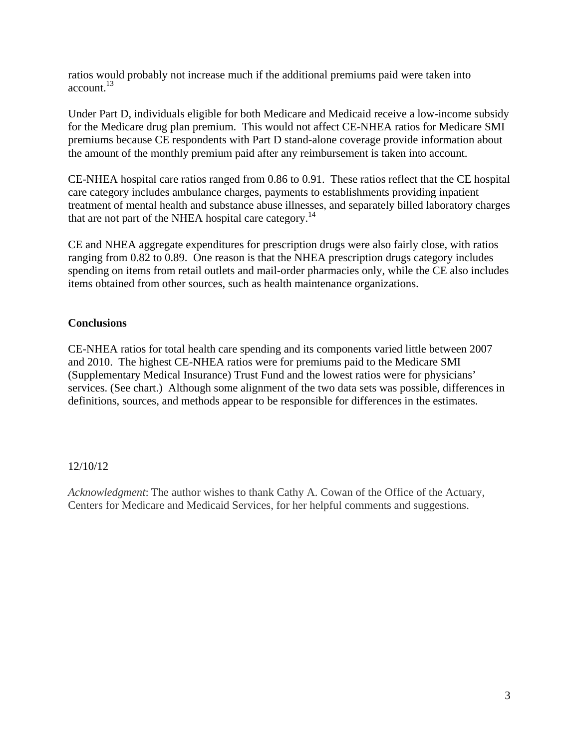ratios would probably not increase much if the additional premiums paid were taken into account.[13]

Under Part D, individuals eligible for both Medicare and Medicaid receive a low-income subsidy for the Medicare drug plan premium. This would not affect CE-NHEA ratios for Medicare SMI premiums because CE respondents with Part D stand-alone coverage provide information about the amount of the monthly premium paid after any reimbursement is taken into account.

CE-NHEA hospital care ratios ranged from 0.86 to 0.91. These ratios reflect that the CE hospital care category includes ambulance charges, payments to establishments providing inpatient treatment of mental health and substance abuse illnesses, and separately billed laboratory charges that are not part of the NHEA hospital care category.[14]

CE and NHEA aggregate expenditures for prescription drugs were also fairly close, with ratios ranging from 0.82 to 0.89. One reason is that the NHEA prescription drugs category includes spending on items from retail outlets and mail-order pharmacies only, while the CE also includes items obtained from other sources, such as health maintenance organizations.

## Conclusions

CE-NHEA ratios for total health care spending and its components varied little between 2007 and 2010. The highest CE-NHEA ratios were for premiums paid to the Medicare SMI (Supplementary Medical Insurance) Trust Fund and the lowest ratios were for physicians' services. (See chart.) Although some alignment of the two data sets was possible, differences in definitions, sources, and methods appear to be responsible for differences in the estimates.

12/10/12

*Acknowledgment*: The author wishes to thank Cathy A. Cowan of the Office of the Actuary, Centers for Medicare and Medicaid Services, for her helpful comments and suggestions.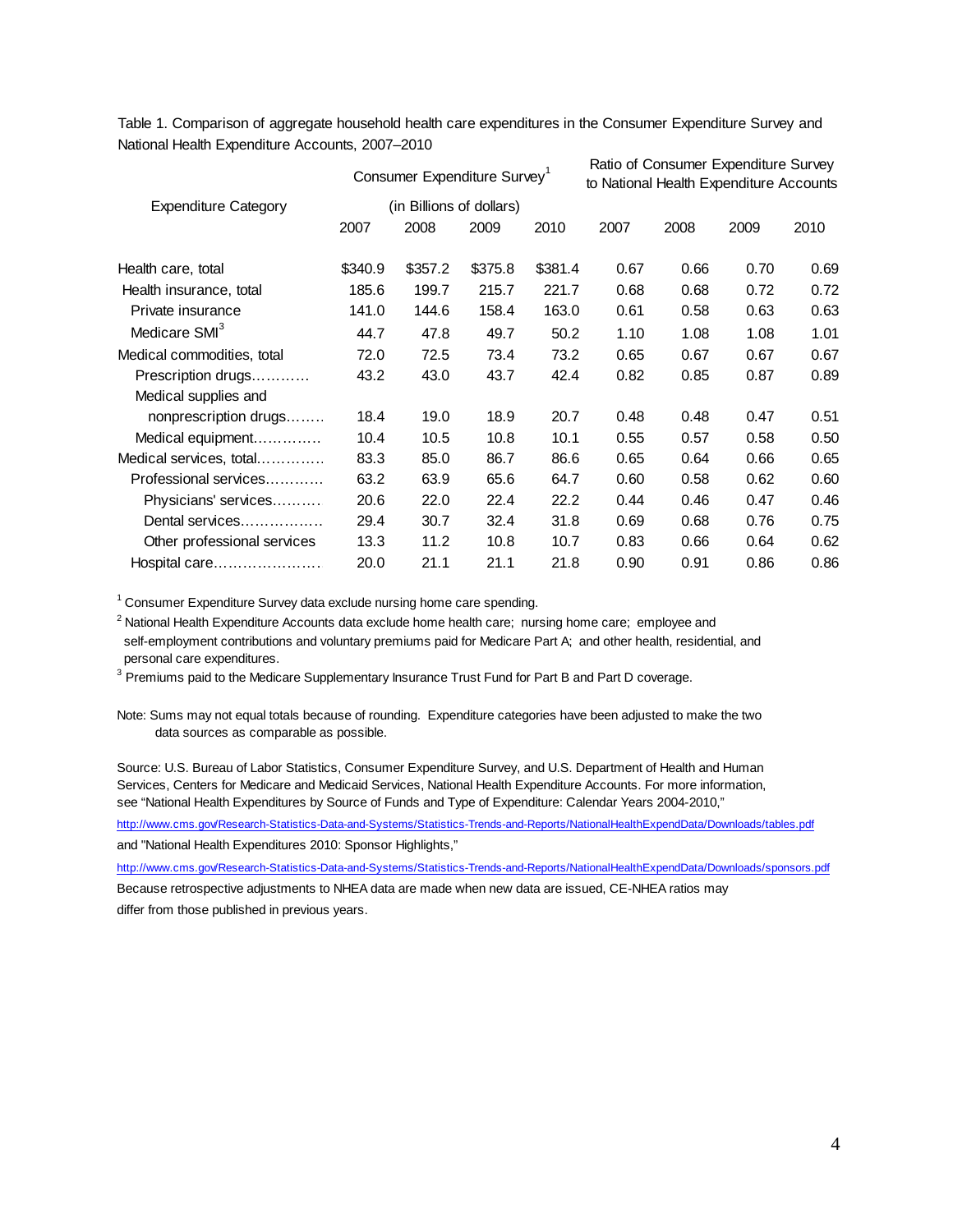Table 1. Comparison of aggregate household health care expenditures in the Consumer Expenditure Survey and National Health Expenditure Accounts, 2007–2010

| Expenditure Category | Consumer Expenditure Survey[1] (in Billions of dollars) | | | | Ratio of Consumer Expenditure Survey to National Health Expenditure Accounts | | | |
|---|---|---|---|---|---|---|---|---|
| | 2007 | 2008 | 2009 | 2010 | 2007 | 2008 | 2009 | 2010 |
| Health care, total | $340.9 | $357.2 | $375.8 | $381.4 | 0.67 | 0.66 | 0.70 | 0.69 |
| Health insurance, total | 185.6 | 199.7 | 215.7 | 221.7 | 0.68 | 0.68 | 0.72 | 0.72 |
| Private insurance | 141.0 | 144.6 | 158.4 | 163.0 | 0.61 | 0.58 | 0.63 | 0.63 |
| Medicare SMI[3] | 44.7 | 47.8 | 49.7 | 50.2 | 1.10 | 1.08 | 1.08 | 1.01 |
| Medical commodities, total | 72.0 | 72.5 | 73.4 | 73.2 | 0.65 | 0.67 | 0.67 | 0.67 |
| Prescription drugs………… | 43.2 | 43.0 | 43.7 | 42.4 | 0.82 | 0.85 | 0.87 | 0.89 |
| Medical supplies and nonprescription drugs…….. | 18.4 | 19.0 | 18.9 | 20.7 | 0.48 | 0.48 | 0.47 | 0.51 |
| Medical equipment………….. | 10.4 | 10.5 | 10.8 | 10.1 | 0.55 | 0.57 | 0.58 | 0.50 |
| Medical services, total…………. | 83.3 | 85.0 | 86.7 | 86.6 | 0.65 | 0.64 | 0.66 | 0.65 |
| Professional services………… | 63.2 | 63.9 | 65.6 | 64.7 | 0.60 | 0.58 | 0.62 | 0.60 |
| Physicians' services………. | 20.6 | 22.0 | 22.4 | 22.2 | 0.44 | 0.46 | 0.47 | 0.46 |
| Dental services……………. | 29.4 | 30.7 | 32.4 | 31.8 | 0.69 | 0.68 | 0.76 | 0.75 |
| Other professional services | 13.3 | 11.2 | 10.8 | 10.7 | 0.83 | 0.66 | 0.64 | 0.62 |
| Hospital care…………………. | 20.0 | 21.1 | 21.1 | 21.8 | 0.90 | 0.91 | 0.86 | 0.86 |

[1] Consumer Expenditure Survey data exclude nursing home care spending.

[2] National Health Expenditure Accounts data exclude home health care; nursing home care; employee and self-employment contributions and voluntary premiums paid for Medicare Part A; and other health, residential, and personal care expenditures.

[3] Premiums paid to the Medicare Supplementary Insurance Trust Fund for Part B and Part D coverage.

Note: Sums may not equal totals because of rounding. Expenditure categories have been adjusted to make the two data sources as comparable as possible.

Source: U.S. Bureau of Labor Statistics, Consumer Expenditure Survey, and U.S. Department of Health and Human Services, Centers for Medicare and Medicaid Services, National Health Expenditure Accounts. For more information, see "National Health Expenditures by Source of Funds and Type of Expenditure: Calendar Years 2004-2010,"

http://www.cms.gov/Research-Statistics-Data-and-Systems/Statistics-Trends-and-Reports/NationalHealthExpendData/Downloads/tables.pdf

and "National Health Expenditures 2010: Sponsor Highlights,"

http://www.cms.gov/Research-Statistics-Data-and-Systems/Statistics-Trends-and-Reports/NationalHealthExpendData/Downloads/sponsors.pdf

Because retrospective adjustments to NHEA data are made when new data are issued, CE-NHEA ratios may differ from those published in previous years.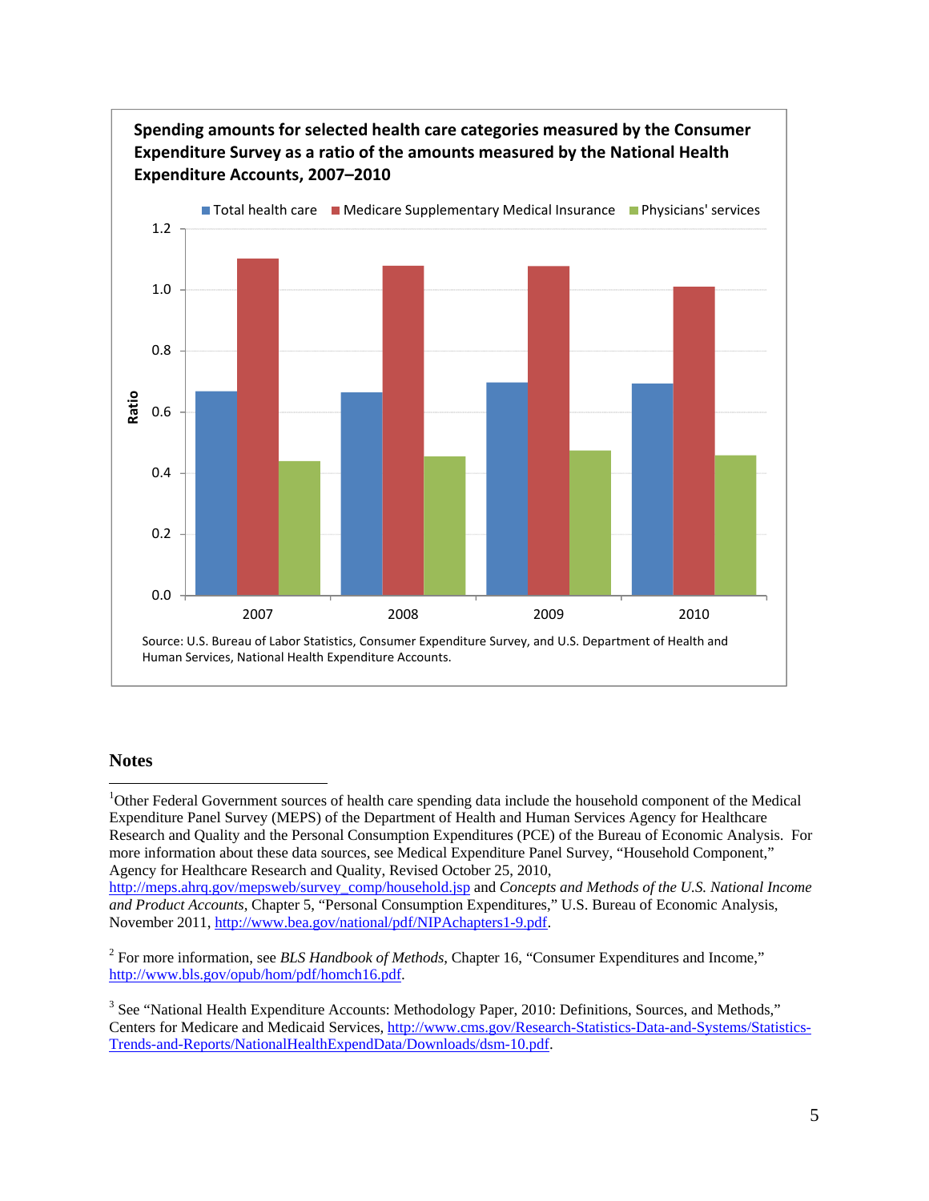**Spending amounts for selected health care categories measured by the Consumer Expenditure Survey as a ratio of the amounts measured by the National Health Expenditure Accounts, 2007–2010**

Source: U.S. Bureau of Labor Statistics, Consumer Expenditure Survey, and U.S. Department of Health and Human Services, National Health Expenditure Accounts.

## Notes

[1]Other Federal Government sources of health care spending data include the household component of the Medical Expenditure Panel Survey (MEPS) of the Department of Health and Human Services Agency for Healthcare Research and Quality and the Personal Consumption Expenditures (PCE) of the Bureau of Economic Analysis. For more information about these data sources, see Medical Expenditure Panel Survey, "Household Component," Agency for Healthcare Research and Quality, Revised October 25, 2010, http://meps.ahrq.gov/mepsweb/survey_comp/household.jsp and *Concepts and Methods of the U.S. National Income and Product Accounts*, Chapter 5, "Personal Consumption Expenditures," U.S. Bureau of Economic Analysis, November 2011, http://www.bea.gov/national/pdf/NIPAchapters1-9.pdf.

[2] For more information, see *BLS Handbook of Methods*, Chapter 16, "Consumer Expenditures and Income," http://www.bls.gov/opub/hom/pdf/homch16.pdf.

[3] See "National Health Expenditure Accounts: Methodology Paper, 2010: Definitions, Sources, and Methods," Centers for Medicare and Medicaid Services, http://www.cms.gov/Research-Statistics-Data-and-Systems/Statistics-Trends-and-Reports/NationalHealthExpendData/Downloads/dsm-10.pdf.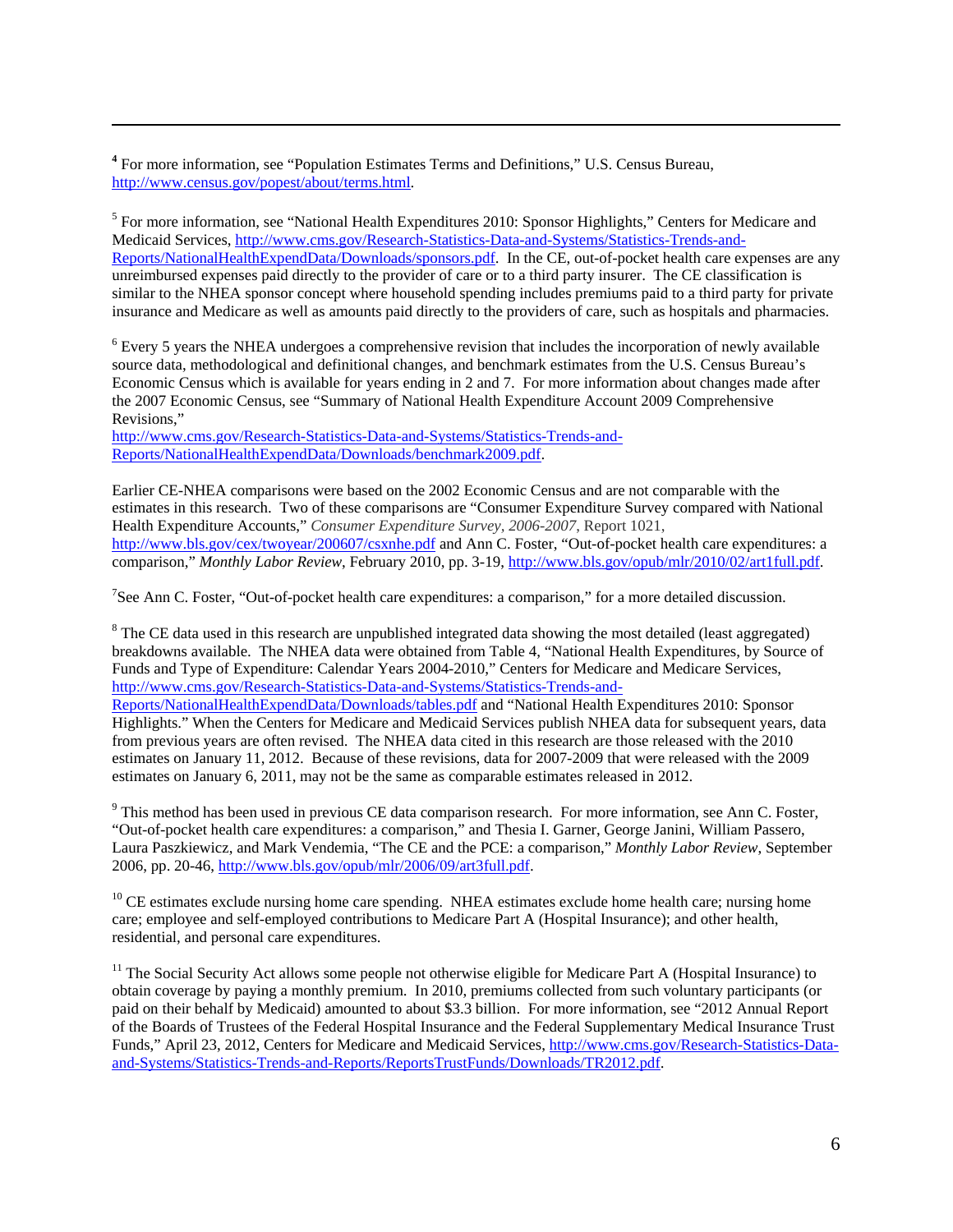---

[4] For more information, see "Population Estimates Terms and Definitions," U.S. Census Bureau, http://www.census.gov/popest/about/terms.html.

[5] For more information, see "National Health Expenditures 2010: Sponsor Highlights," Centers for Medicare and Medicaid Services, http://www.cms.gov/Research-Statistics-Data-and-Systems/Statistics-Trends-and-Reports/NationalHealthExpendData/Downloads/sponsors.pdf. In the CE, out-of-pocket health care expenses are any unreimbursed expenses paid directly to the provider of care or to a third party insurer. The CE classification is similar to the NHEA sponsor concept where household spending includes premiums paid to a third party for private insurance and Medicare as well as amounts paid directly to the providers of care, such as hospitals and pharmacies.

[6] Every 5 years the NHEA undergoes a comprehensive revision that includes the incorporation of newly available source data, methodological and definitional changes, and benchmark estimates from the U.S. Census Bureau's Economic Census which is available for years ending in 2 and 7. For more information about changes made after the 2007 Economic Census, see "Summary of National Health Expenditure Account 2009 Comprehensive Revisions,"
http://www.cms.gov/Research-Statistics-Data-and-Systems/Statistics-Trends-and-Reports/NationalHealthExpendData/Downloads/benchmark2009.pdf.

Earlier CE-NHEA comparisons were based on the 2002 Economic Census and are not comparable with the estimates in this research. Two of these comparisons are "Consumer Expenditure Survey compared with National Health Expenditure Accounts," *Consumer Expenditure Survey, 2006-2007*, Report 1021, http://www.bls.gov/cex/twoyear/200607/csxnhe.pdf and Ann C. Foster, "Out-of-pocket health care expenditures: a comparison," *Monthly Labor Review*, February 2010, pp. 3-19, http://www.bls.gov/opub/mlr/2010/02/art1full.pdf.

[7] See Ann C. Foster, "Out-of-pocket health care expenditures: a comparison," for a more detailed discussion.

[8] The CE data used in this research are unpublished integrated data showing the most detailed (least aggregated) breakdowns available. The NHEA data were obtained from Table 4, "National Health Expenditures, by Source of Funds and Type of Expenditure: Calendar Years 2004-2010," Centers for Medicare and Medicare Services, http://www.cms.gov/Research-Statistics-Data-and-Systems/Statistics-Trends-and-Reports/NationalHealthExpendData/Downloads/tables.pdf and "National Health Expenditures 2010: Sponsor Highlights." When the Centers for Medicare and Medicaid Services publish NHEA data for subsequent years, data from previous years are often revised. The NHEA data cited in this research are those released with the 2010 estimates on January 11, 2012. Because of these revisions, data for 2007-2009 that were released with the 2009 estimates on January 6, 2011, may not be the same as comparable estimates released in 2012.

[9] This method has been used in previous CE data comparison research. For more information, see Ann C. Foster, "Out-of-pocket health care expenditures: a comparison," and Thesia I. Garner, George Janini, William Passero, Laura Paszkiewicz, and Mark Vendemia, "The CE and the PCE: a comparison," *Monthly Labor Review*, September 2006, pp. 20-46, http://www.bls.gov/opub/mlr/2006/09/art3full.pdf.

[10] CE estimates exclude nursing home care spending. NHEA estimates exclude home health care; nursing home care; employee and self-employed contributions to Medicare Part A (Hospital Insurance); and other health, residential, and personal care expenditures.

[11] The Social Security Act allows some people not otherwise eligible for Medicare Part A (Hospital Insurance) to obtain coverage by paying a monthly premium. In 2010, premiums collected from such voluntary participants (or paid on their behalf by Medicaid) amounted to about $3.3 billion. For more information, see "2012 Annual Report of the Boards of Trustees of the Federal Hospital Insurance and the Federal Supplementary Medical Insurance Trust Funds," April 23, 2012, Centers for Medicare and Medicaid Services, http://www.cms.gov/Research-Statistics-Data-and-Systems/Statistics-Trends-and-Reports/ReportsTrustFunds/Downloads/TR2012.pdf.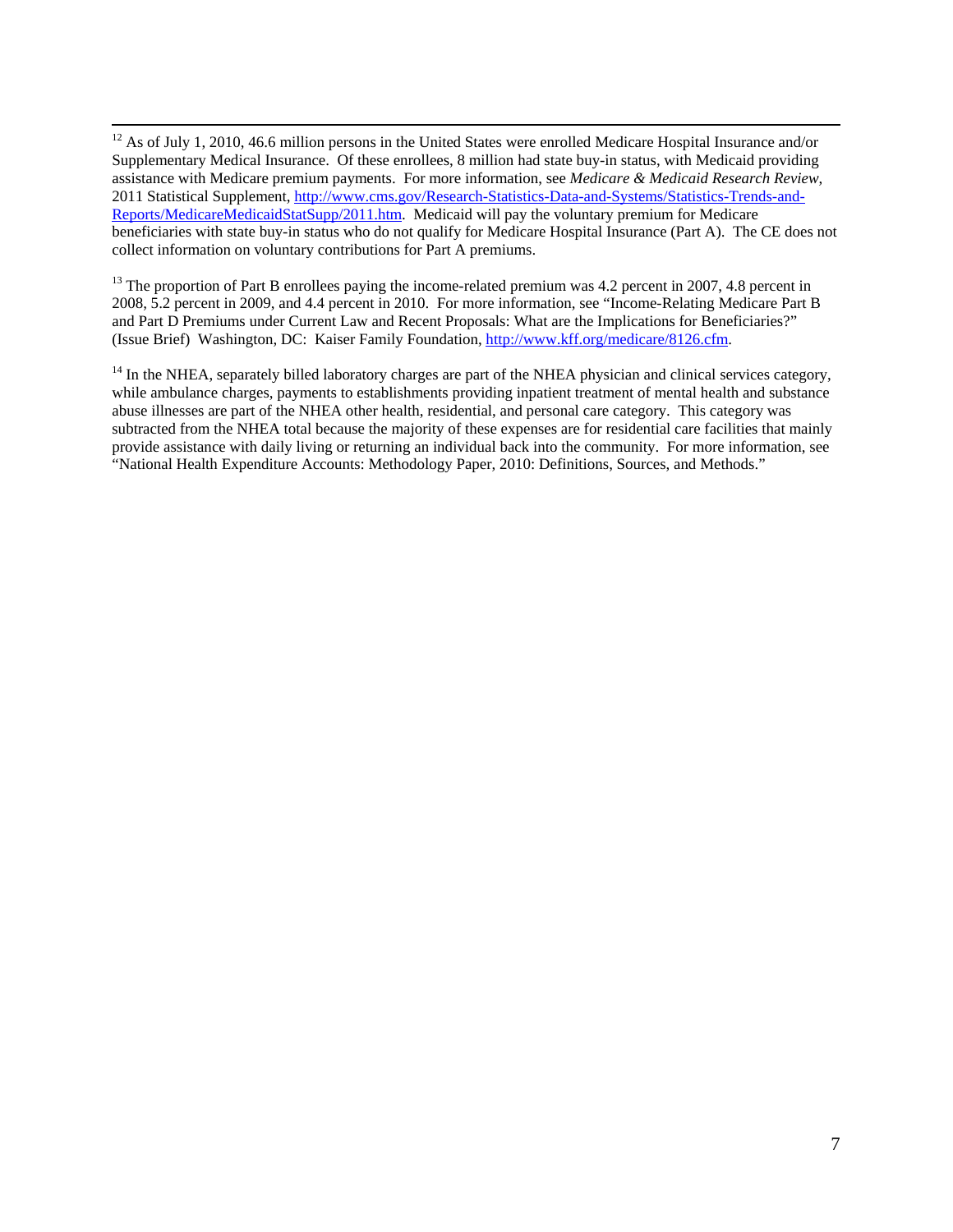[12] As of July 1, 2010, 46.6 million persons in the United States were enrolled Medicare Hospital Insurance and/or Supplementary Medical Insurance. Of these enrollees, 8 million had state buy-in status, with Medicaid providing assistance with Medicare premium payments. For more information, see *Medicare & Medicaid Research Review*, 2011 Statistical Supplement, http://www.cms.gov/Research-Statistics-Data-and-Systems/Statistics-Trends-and-Reports/MedicareMedicaidStatSupp/2011.htm. Medicaid will pay the voluntary premium for Medicare beneficiaries with state buy-in status who do not qualify for Medicare Hospital Insurance (Part A). The CE does not collect information on voluntary contributions for Part A premiums.

[13] The proportion of Part B enrollees paying the income-related premium was 4.2 percent in 2007, 4.8 percent in 2008, 5.2 percent in 2009, and 4.4 percent in 2010. For more information, see "Income-Relating Medicare Part B and Part D Premiums under Current Law and Recent Proposals: What are the Implications for Beneficiaries?" (Issue Brief) Washington, DC: Kaiser Family Foundation, http://www.kff.org/medicare/8126.cfm.

[14] In the NHEA, separately billed laboratory charges are part of the NHEA physician and clinical services category, while ambulance charges, payments to establishments providing inpatient treatment of mental health and substance abuse illnesses are part of the NHEA other health, residential, and personal care category. This category was subtracted from the NHEA total because the majority of these expenses are for residential care facilities that mainly provide assistance with daily living or returning an individual back into the community. For more information, see "National Health Expenditure Accounts: Methodology Paper, 2010: Definitions, Sources, and Methods."